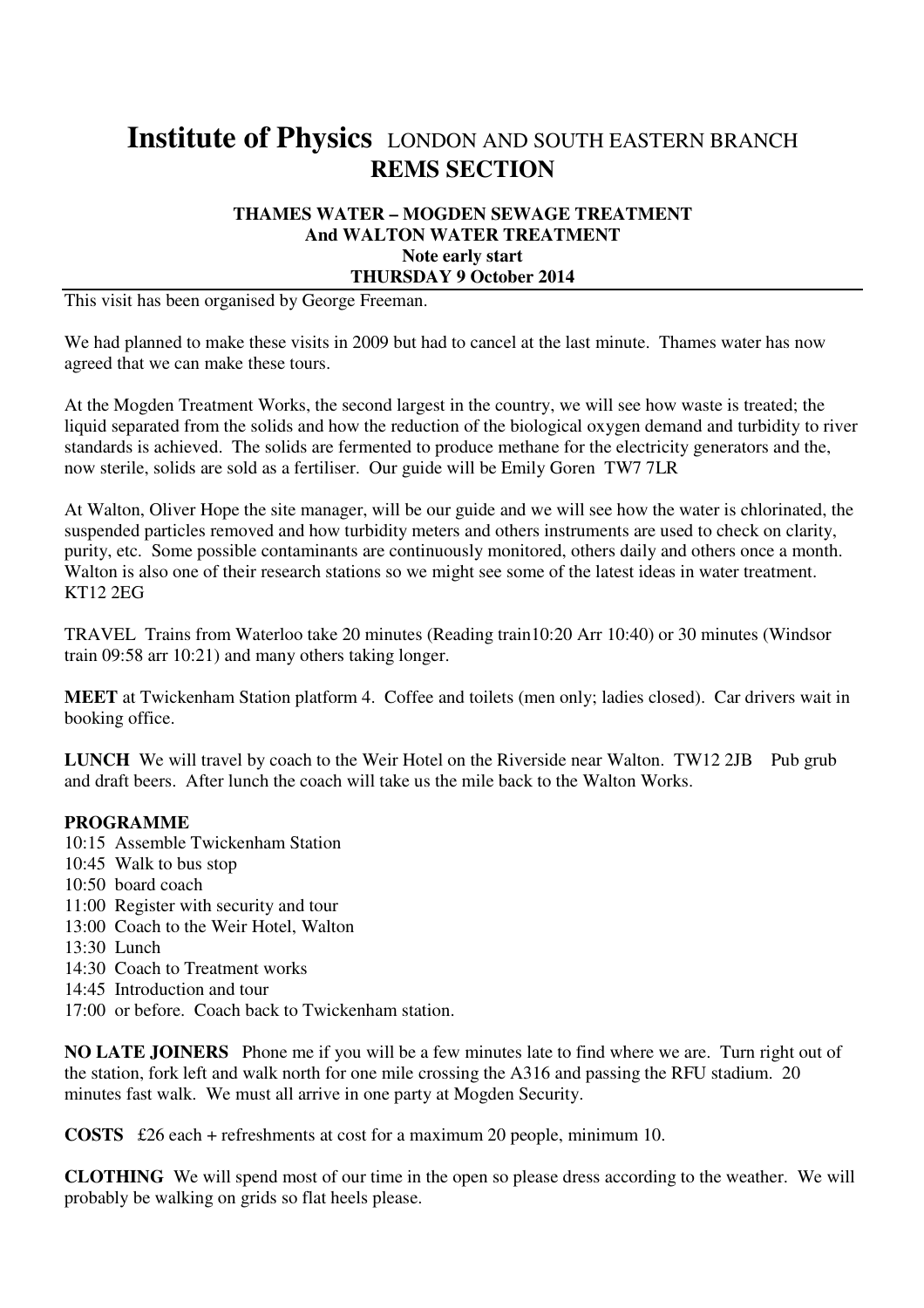# **Institute of Physics** LONDON AND SOUTH EASTERN BRANCH
## **REMS SECTION**

**THAMES WATER – MOGDEN SEWAGE TREATMENT**
**And WALTON WATER TREATMENT**
**Note early start**
**THURSDAY 9 October 2014**

---

This visit has been organised by George Freeman.

We had planned to make these visits in 2009 but had to cancel at the last minute. Thames water has now agreed that we can make these tours.

At the Mogden Treatment Works, the second largest in the country, we will see how waste is treated; the liquid separated from the solids and how the reduction of the biological oxygen demand and turbidity to river standards is achieved. The solids are fermented to produce methane for the electricity generators and the, now sterile, solids are sold as a fertiliser. Our guide will be Emily Goren TW7 7LR

At Walton, Oliver Hope the site manager, will be our guide and we will see how the water is chlorinated, the suspended particles removed and how turbidity meters and others instruments are used to check on clarity, purity, etc. Some possible contaminants are continuously monitored, others daily and others once a month. Walton is also one of their research stations so we might see some of the latest ideas in water treatment. KT12 2EG

TRAVEL Trains from Waterloo take 20 minutes (Reading train10:20 Arr 10:40) or 30 minutes (Windsor train 09:58 arr 10:21) and many others taking longer.

**MEET** at Twickenham Station platform 4. Coffee and toilets (men only; ladies closed). Car drivers wait in booking office.

**LUNCH** We will travel by coach to the Weir Hotel on the Riverside near Walton. TW12 2JB Pub grub and draft beers. After lunch the coach will take us the mile back to the Walton Works.

**PROGRAMME**
10:15 Assemble Twickenham Station
10:45 Walk to bus stop
10:50 board coach
11:00 Register with security and tour
13:00 Coach to the Weir Hotel, Walton
13:30 Lunch
14:30 Coach to Treatment works
14:45 Introduction and tour
17:00 or before. Coach back to Twickenham station.

**NO LATE JOINERS** Phone me if you will be a few minutes late to find where we are. Turn right out of the station, fork left and walk north for one mile crossing the A316 and passing the RFU stadium. 20 minutes fast walk. We must all arrive in one party at Mogden Security.

**COSTS** £26 each + refreshments at cost for a maximum 20 people, minimum 10.

**CLOTHING** We will spend most of our time in the open so please dress according to the weather. We will probably be walking on grids so flat heels please.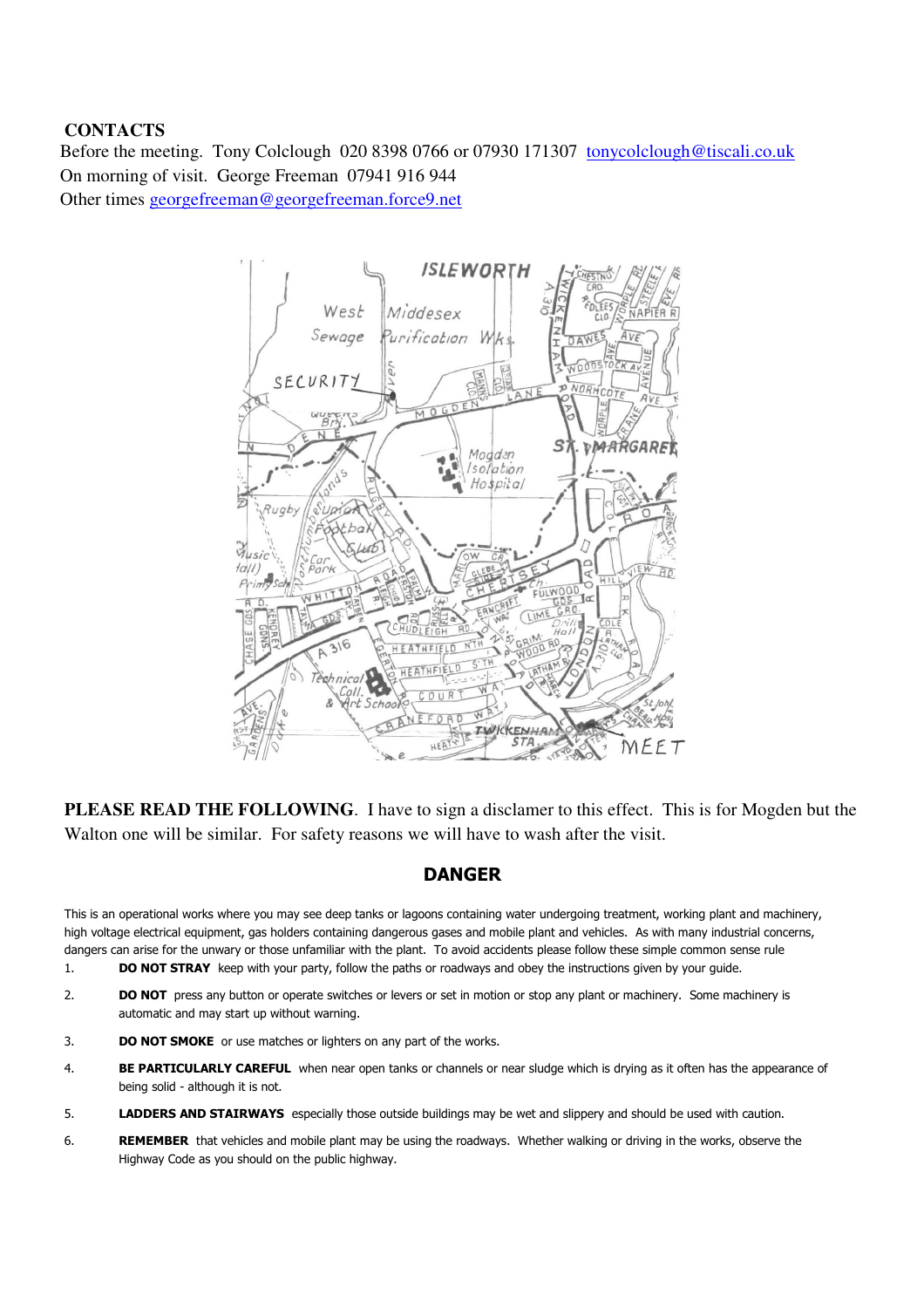**CONTACTS**

Before the meeting. Tony Colclough 020 8398 0766 or 07930 171307 tonycolclough@tiscali.co.uk

On morning of visit. George Freeman 07941 916 944

Other times georgefreeman@georgefreeman.force9.net

**PLEASE READ THE FOLLOWING**. I have to sign a disclamer to this effect. This is for Mogden but the Walton one will be similar. For safety reasons we will have to wash after the visit.

## DANGER

This is an operational works where you may see deep tanks or lagoons containing water undergoing treatment, working plant and machinery, high voltage electrical equipment, gas holders containing dangerous gases and mobile plant and vehicles. As with many industrial concerns, dangers can arise for the unwary or those unfamiliar with the plant. To avoid accidents please follow these simple common sense rule

1. **DO NOT STRAY** keep with your party, follow the paths or roadways and obey the instructions given by your guide.
2. **DO NOT** press any button or operate switches or levers or set in motion or stop any plant or machinery. Some machinery is automatic and may start up without warning.
3. **DO NOT SMOKE** or use matches or lighters on any part of the works.
4. **BE PARTICULARLY CAREFUL** when near open tanks or channels or near sludge which is drying as it often has the appearance of being solid - although it is not.
5. **LADDERS AND STAIRWAYS** especially those outside buildings may be wet and slippery and should be used with caution.
6. **REMEMBER** that vehicles and mobile plant may be using the roadways. Whether walking or driving in the works, observe the Highway Code as you should on the public highway.